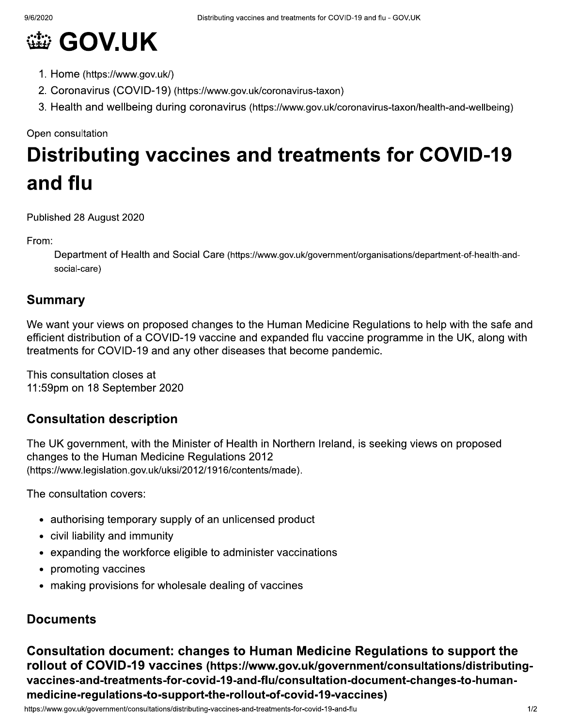# GOV.UK

1. Home (https://www.gov.uk/)
2. Coronavirus (COVID-19) (https://www.gov.uk/coronavirus-taxon)
3. Health and wellbeing during coronavirus (https://www.gov.uk/coronavirus-taxon/health-and-wellbeing)

Open consultation

# Distributing vaccines and treatments for COVID-19 and flu

Published 28 August 2020

From:

Department of Health and Social Care (https://www.gov.uk/government/organisations/department-of-health-and-social-care)

## Summary

We want your views on proposed changes to the Human Medicine Regulations to help with the safe and efficient distribution of a COVID-19 vaccine and expanded flu vaccine programme in the UK, along with treatments for COVID-19 and any other diseases that become pandemic.

This consultation closes at
11:59pm on 18 September 2020

## Consultation description

The UK government, with the Minister of Health in Northern Ireland, is seeking views on proposed changes to the Human Medicine Regulations 2012 (https://www.legislation.gov.uk/uksi/2012/1916/contents/made).

The consultation covers:

- authorising temporary supply of an unlicensed product
- civil liability and immunity
- expanding the workforce eligible to administer vaccinations
- promoting vaccines
- making provisions for wholesale dealing of vaccines

## Documents

### Consultation document: changes to Human Medicine Regulations to support the rollout of COVID-19 vaccines (https://www.gov.uk/government/consultations/distributing-vaccines-and-treatments-for-covid-19-and-flu/consultation-document-changes-to-human-medicine-regulations-to-support-the-rollout-of-covid-19-vaccines)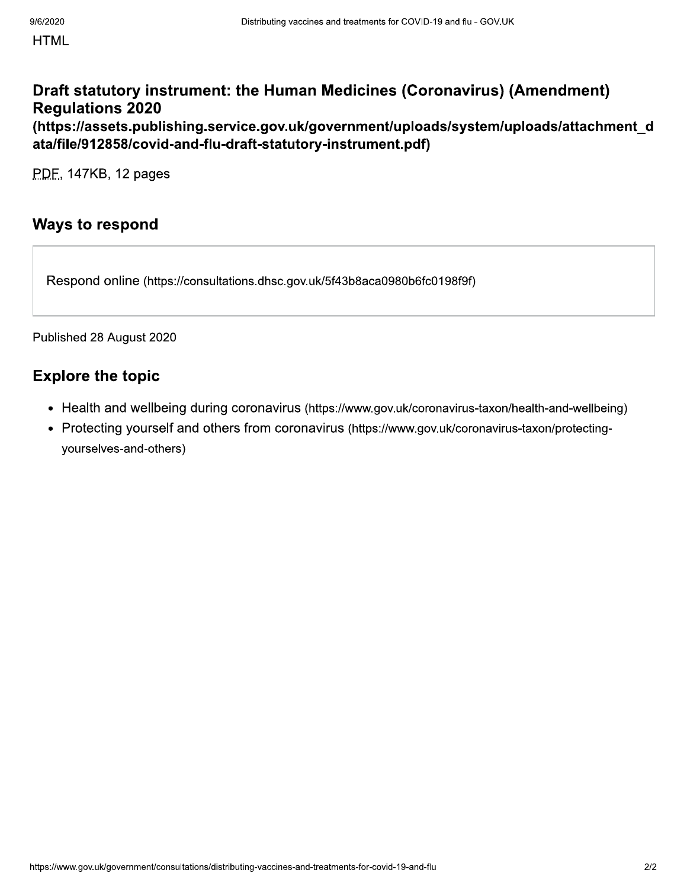HTML

## Draft statutory instrument: the Human Medicines (Coronavirus) (Amendment) Regulations 2020 (https://assets.publishing.service.gov.uk/government/uploads/system/uploads/attachment_data/file/912858/covid-and-flu-draft-statutory-instrument.pdf)

PDF, 147KB, 12 pages

## Ways to respond

Respond online (https://consultations.dhsc.gov.uk/5f43b8aca0980b6fc0198f9f)

Published 28 August 2020

## Explore the topic

- Health and wellbeing during coronavirus (https://www.gov.uk/coronavirus-taxon/health-and-wellbeing)
- Protecting yourself and others from coronavirus (https://www.gov.uk/coronavirus-taxon/protecting-yourselves-and-others)